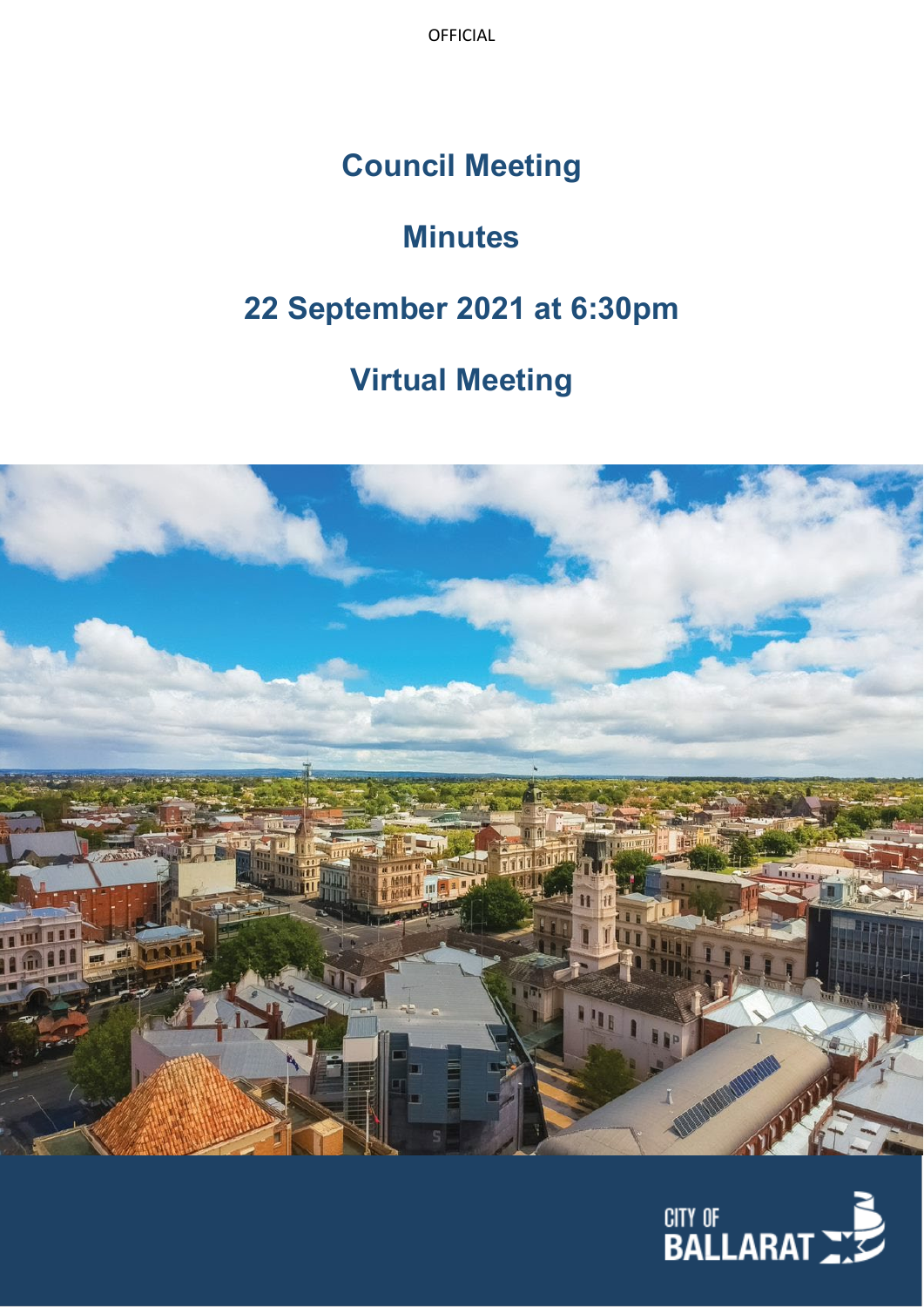OFFICIAL

# Council Meeting

# Minutes

# 22 September 2021 at 6:30pm

# Virtual Meeting

CITY OF BALLARAT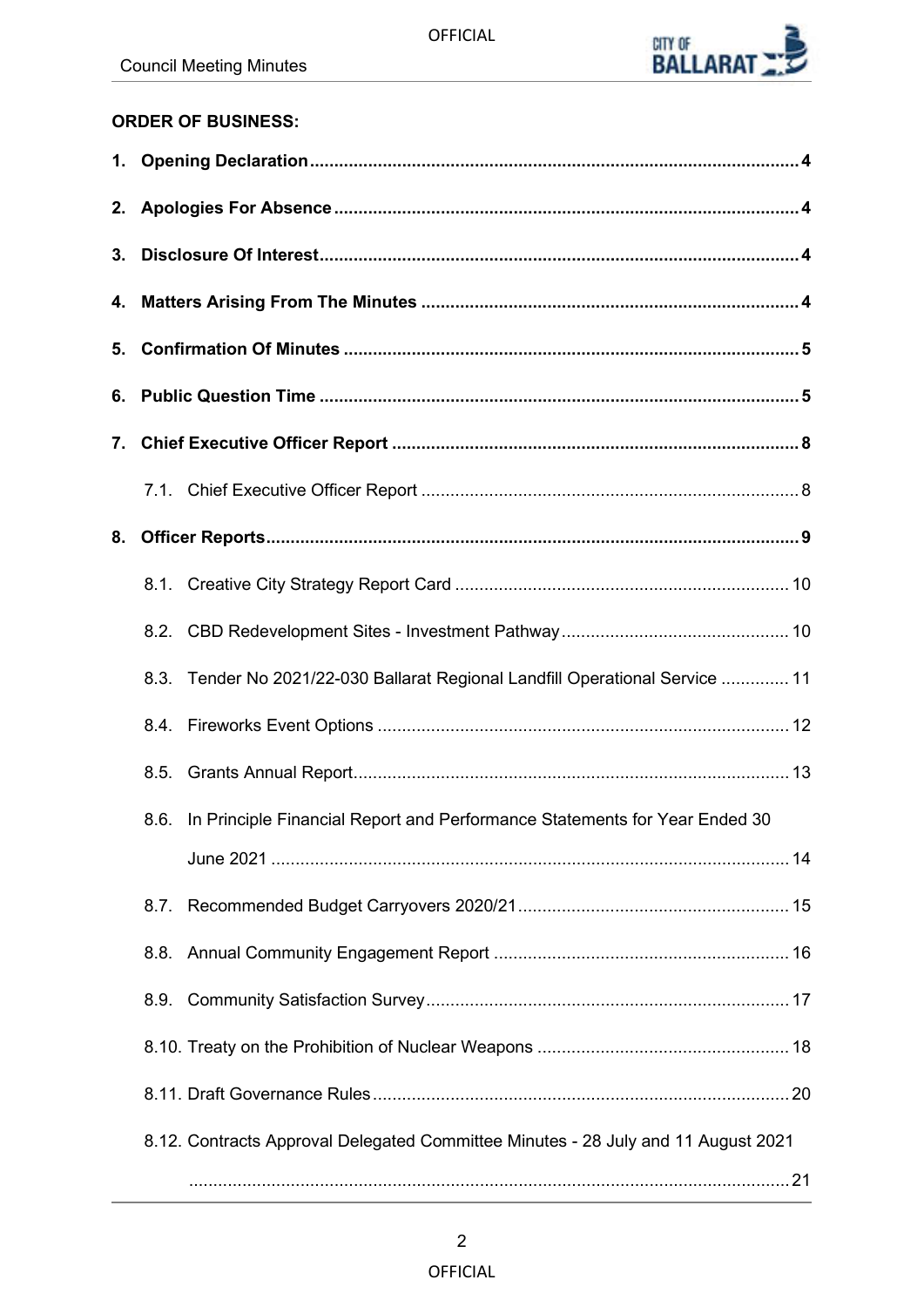**ORDER OF BUSINESS:**

1. **Opening Declaration** .......... 4
2. **Apologies For Absence** .......... 4
3. **Disclosure Of Interest** .......... 4
4. **Matters Arising From The Minutes** .......... 4
5. **Confirmation Of Minutes** .......... 5
6. **Public Question Time** .......... 5
7. **Chief Executive Officer Report** .......... 8
   - 7.1. Chief Executive Officer Report .......... 8
8. **Officer Reports** .......... 9
   - 8.1. Creative City Strategy Report Card .......... 10
   - 8.2. CBD Redevelopment Sites - Investment Pathway .......... 10
   - 8.3. Tender No 2021/22-030 Ballarat Regional Landfill Operational Service .......... 11
   - 8.4. Fireworks Event Options .......... 12
   - 8.5. Grants Annual Report .......... 13
   - 8.6. In Principle Financial Report and Performance Statements for Year Ended 30 June 2021 .......... 14
   - 8.7. Recommended Budget Carryovers 2020/21 .......... 15
   - 8.8. Annual Community Engagement Report .......... 16
   - 8.9. Community Satisfaction Survey .......... 17
   - 8.10. Treaty on the Prohibition of Nuclear Weapons .......... 18
   - 8.11. Draft Governance Rules .......... 20
   - 8.12. Contracts Approval Delegated Committee Minutes - 28 July and 11 August 2021 .......... 21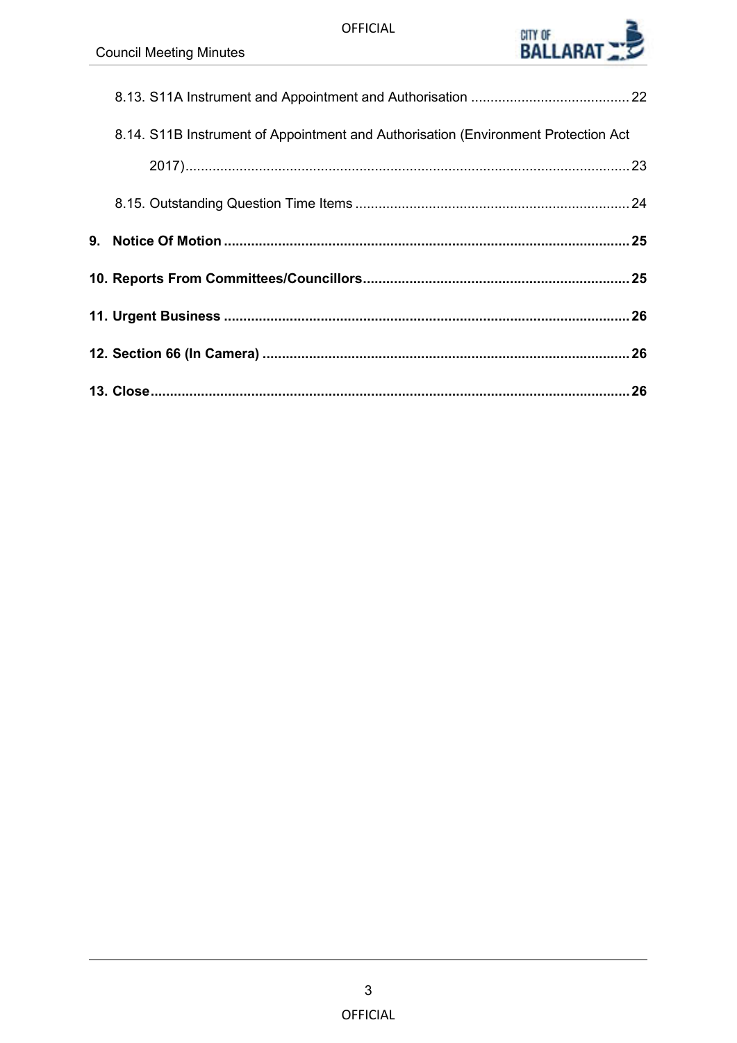8.13. S11A Instrument and Appointment and Authorisation ......................................... 22

8.14. S11B Instrument of Appointment and Authorisation (Environment Protection Act 2017)................................................................................................................. 23

8.15. Outstanding Question Time Items ....................................................................... 24

**9. Notice Of Motion ........................................................................................................ 25**

**10. Reports From Committees/Councillors.................................................................... 25**

**11. Urgent Business ........................................................................................................ 26**

**12. Section 66 (In Camera) .............................................................................................. 26**

**13. Close.......................................................................................................................... 26**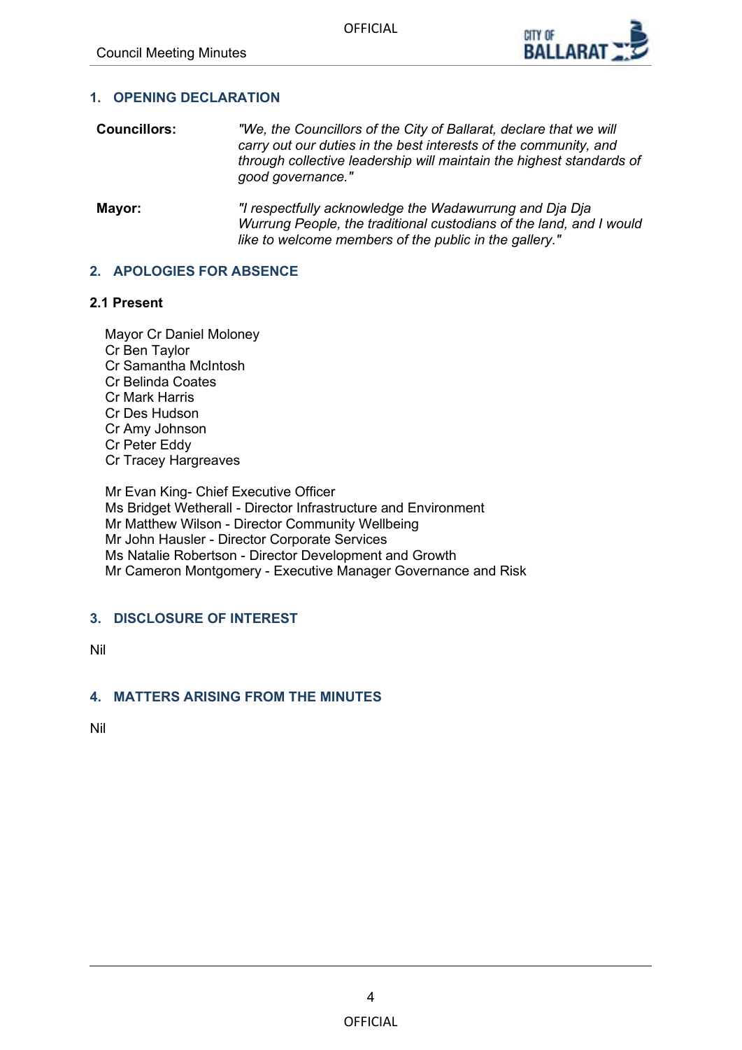## 1. OPENING DECLARATION

**Councillors:** *"We, the Councillors of the City of Ballarat, declare that we will carry out our duties in the best interests of the community, and through collective leadership will maintain the highest standards of good governance."*

**Mayor:** *"I respectfully acknowledge the Wadawurrung and Dja Dja Wurrung People, the traditional custodians of the land, and I would like to welcome members of the public in the gallery."*

## 2. APOLOGIES FOR ABSENCE

### 2.1 Present

Mayor Cr Daniel Moloney
Cr Ben Taylor
Cr Samantha McIntosh
Cr Belinda Coates
Cr Mark Harris
Cr Des Hudson
Cr Amy Johnson
Cr Peter Eddy
Cr Tracey Hargreaves

Mr Evan King- Chief Executive Officer
Ms Bridget Wetherall - Director Infrastructure and Environment
Mr Matthew Wilson - Director Community Wellbeing
Mr John Hausler - Director Corporate Services
Ms Natalie Robertson - Director Development and Growth
Mr Cameron Montgomery - Executive Manager Governance and Risk

## 3. DISCLOSURE OF INTEREST

Nil

## 4. MATTERS ARISING FROM THE MINUTES

Nil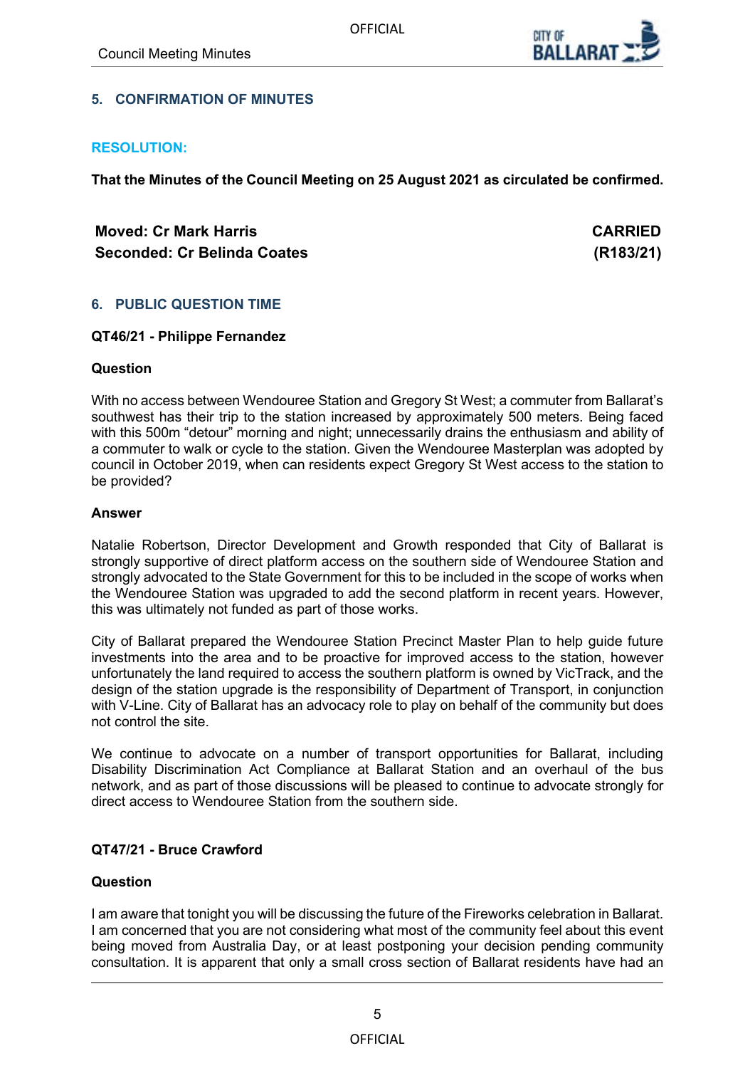## 5. CONFIRMATION OF MINUTES

**RESOLUTION:**

**That the Minutes of the Council Meeting on 25 August 2021 as circulated be confirmed.**

| | |
|---|---|
| **Moved: Cr Mark Harris** | **CARRIED** |
| **Seconded: Cr Belinda Coates** | **(R183/21)** |

## 6. PUBLIC QUESTION TIME

### QT46/21 - Philippe Fernandez

**Question**

With no access between Wendouree Station and Gregory St West; a commuter from Ballarat's southwest has their trip to the station increased by approximately 500 meters. Being faced with this 500m "detour" morning and night; unnecessarily drains the enthusiasm and ability of a commuter to walk or cycle to the station. Given the Wendouree Masterplan was adopted by council in October 2019, when can residents expect Gregory St West access to the station to be provided?

**Answer**

Natalie Robertson, Director Development and Growth responded that City of Ballarat is strongly supportive of direct platform access on the southern side of Wendouree Station and strongly advocated to the State Government for this to be included in the scope of works when the Wendouree Station was upgraded to add the second platform in recent years. However, this was ultimately not funded as part of those works.

City of Ballarat prepared the Wendouree Station Precinct Master Plan to help guide future investments into the area and to be proactive for improved access to the station, however unfortunately the land required to access the southern platform is owned by VicTrack, and the design of the station upgrade is the responsibility of Department of Transport, in conjunction with V-Line. City of Ballarat has an advocacy role to play on behalf of the community but does not control the site.

We continue to advocate on a number of transport opportunities for Ballarat, including Disability Discrimination Act Compliance at Ballarat Station and an overhaul of the bus network, and as part of those discussions will be pleased to continue to advocate strongly for direct access to Wendouree Station from the southern side.

### QT47/21 - Bruce Crawford

**Question**

I am aware that tonight you will be discussing the future of the Fireworks celebration in Ballarat. I am concerned that you are not considering what most of the community feel about this event being moved from Australia Day, or at least postponing your decision pending community consultation. It is apparent that only a small cross section of Ballarat residents have had an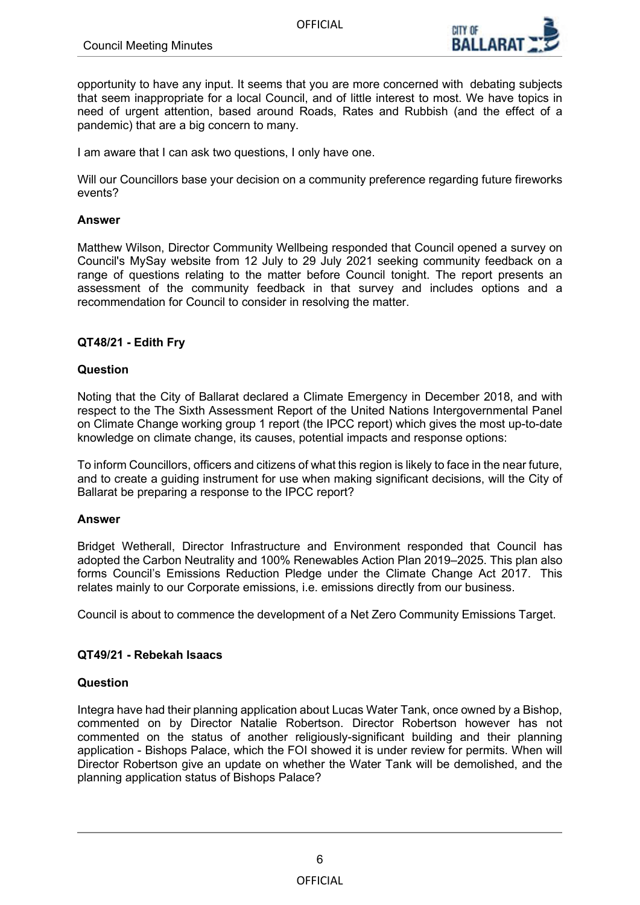opportunity to have any input. It seems that you are more concerned with debating subjects that seem inappropriate for a local Council, and of little interest to most. We have topics in need of urgent attention, based around Roads, Rates and Rubbish (and the effect of a pandemic) that are a big concern to many.

I am aware that I can ask two questions, I only have one.

Will our Councillors base your decision on a community preference regarding future fireworks events?

**Answer**

Matthew Wilson, Director Community Wellbeing responded that Council opened a survey on Council's MySay website from 12 July to 29 July 2021 seeking community feedback on a range of questions relating to the matter before Council tonight. The report presents an assessment of the community feedback in that survey and includes options and a recommendation for Council to consider in resolving the matter.

**QT48/21 - Edith Fry**

**Question**

Noting that the City of Ballarat declared a Climate Emergency in December 2018, and with respect to the The Sixth Assessment Report of the United Nations Intergovernmental Panel on Climate Change working group 1 report (the IPCC report) which gives the most up-to-date knowledge on climate change, its causes, potential impacts and response options:

To inform Councillors, officers and citizens of what this region is likely to face in the near future, and to create a guiding instrument for use when making significant decisions, will the City of Ballarat be preparing a response to the IPCC report?

**Answer**

Bridget Wetherall, Director Infrastructure and Environment responded that Council has adopted the Carbon Neutrality and 100% Renewables Action Plan 2019–2025. This plan also forms Council's Emissions Reduction Pledge under the Climate Change Act 2017. This relates mainly to our Corporate emissions, i.e. emissions directly from our business.

Council is about to commence the development of a Net Zero Community Emissions Target.

**QT49/21 - Rebekah Isaacs**

**Question**

Integra have had their planning application about Lucas Water Tank, once owned by a Bishop, commented on by Director Natalie Robertson. Director Robertson however has not commented on the status of another religiously-significant building and their planning application - Bishops Palace, which the FOI showed it is under review for permits. When will Director Robertson give an update on whether the Water Tank will be demolished, and the planning application status of Bishops Palace?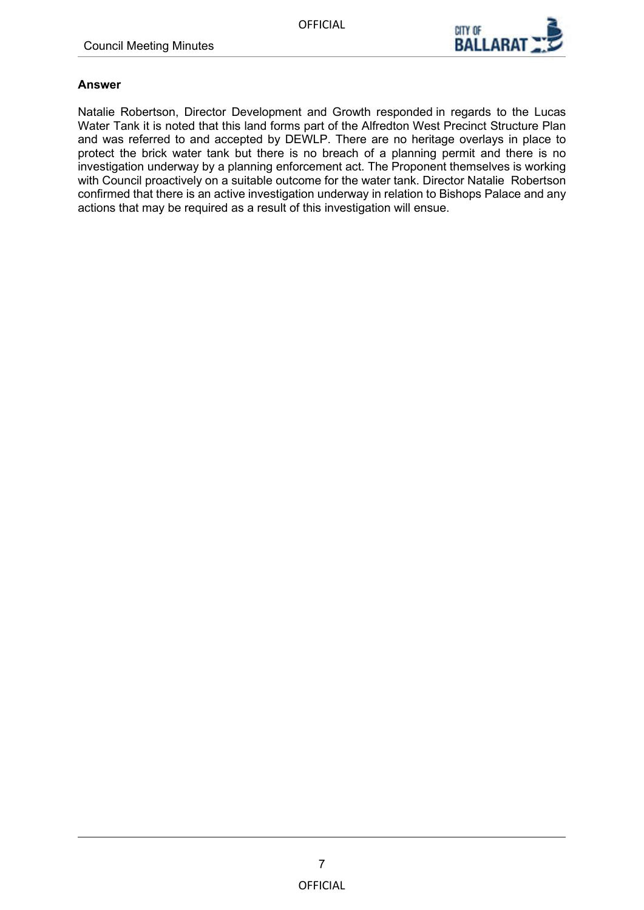**Answer**

Natalie Robertson, Director Development and Growth responded in regards to the Lucas Water Tank it is noted that this land forms part of the Alfredton West Precinct Structure Plan and was referred to and accepted by DEWLP. There are no heritage overlays in place to protect the brick water tank but there is no breach of a planning permit and there is no investigation underway by a planning enforcement act. The Proponent themselves is working with Council proactively on a suitable outcome for the water tank. Director Natalie Robertson confirmed that there is an active investigation underway in relation to Bishops Palace and any actions that may be required as a result of this investigation will ensue.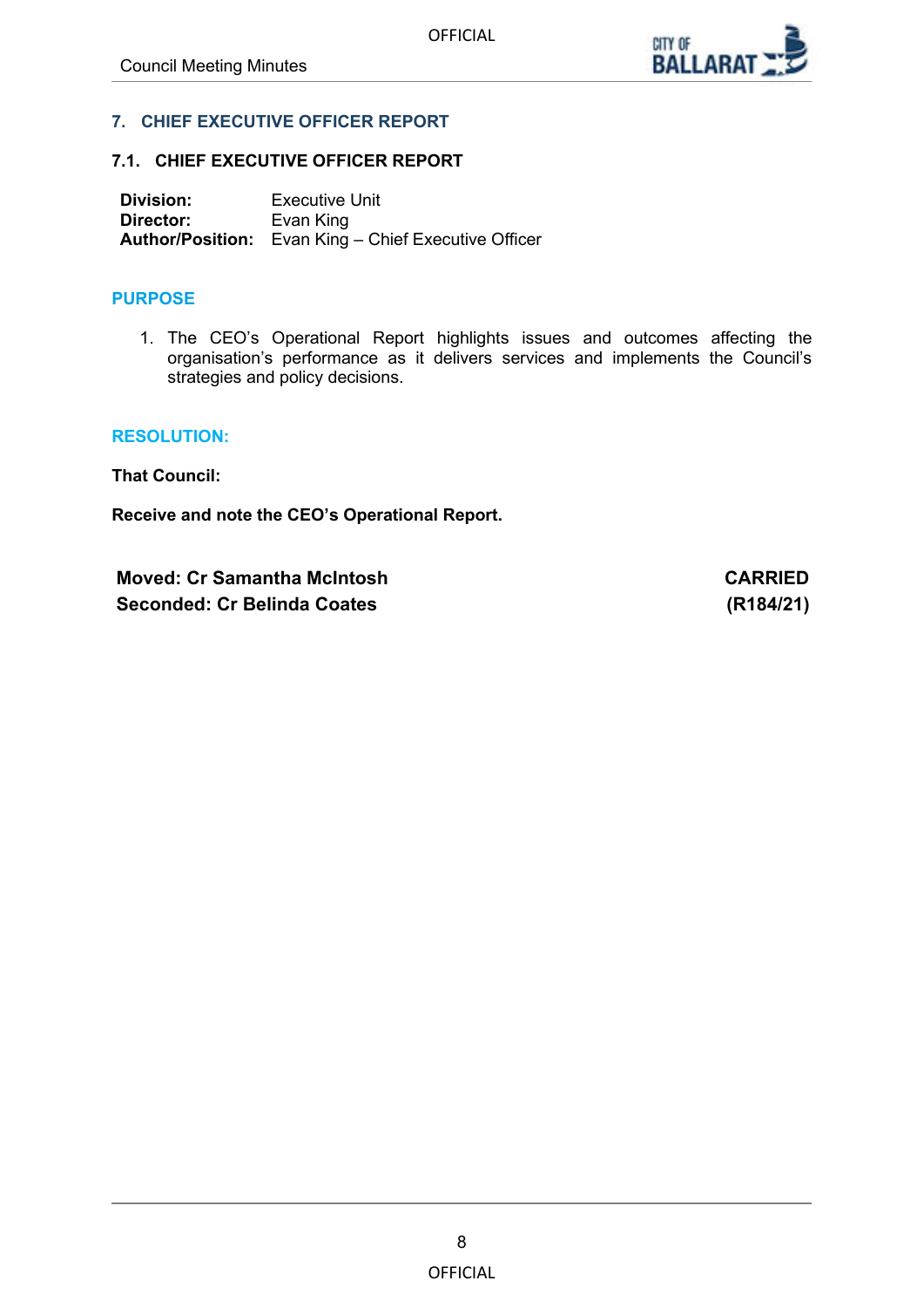# 7. CHIEF EXECUTIVE OFFICER REPORT

## 7.1. CHIEF EXECUTIVE OFFICER REPORT

**Division:** Executive Unit
**Director:** Evan King
**Author/Position:** Evan King – Chief Executive Officer

### PURPOSE

1. The CEO's Operational Report highlights issues and outcomes affecting the organisation's performance as it delivers services and implements the Council's strategies and policy decisions.

### RESOLUTION:

**That Council:**

**Receive and note the CEO's Operational Report.**

**Moved: Cr Samantha McIntosh** **CARRIED**
**Seconded: Cr Belinda Coates** **(R184/21)**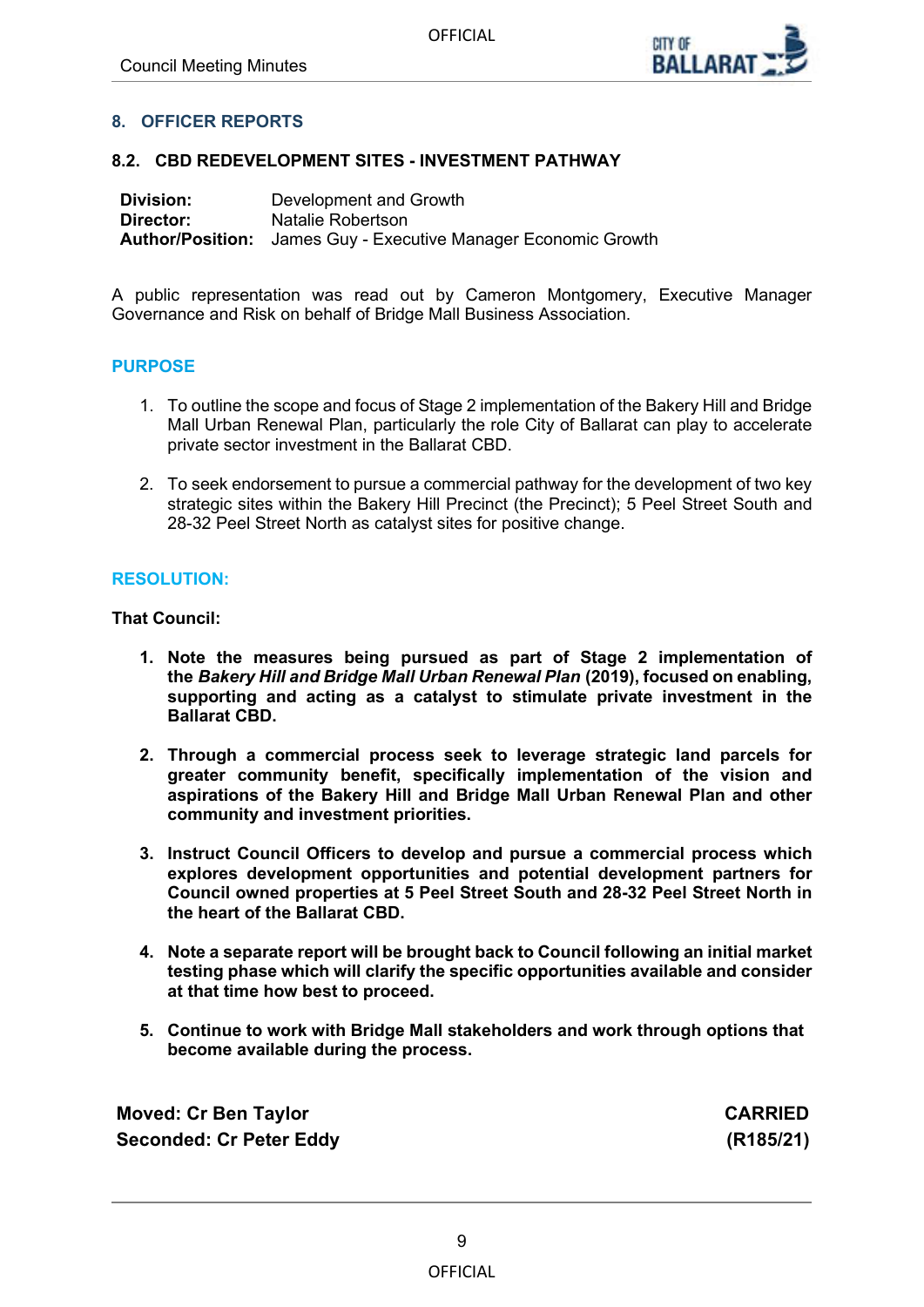## 8. OFFICER REPORTS

### 8.2. CBD REDEVELOPMENT SITES - INVESTMENT PATHWAY

| | |
|---|---|
| **Division:** | Development and Growth |
| **Director:** | Natalie Robertson |
| **Author/Position:** | James Guy - Executive Manager Economic Growth |

A public representation was read out by Cameron Montgomery, Executive Manager Governance and Risk on behalf of Bridge Mall Business Association.

### PURPOSE

1. To outline the scope and focus of Stage 2 implementation of the Bakery Hill and Bridge Mall Urban Renewal Plan, particularly the role City of Ballarat can play to accelerate private sector investment in the Ballarat CBD.

2. To seek endorsement to pursue a commercial pathway for the development of two key strategic sites within the Bakery Hill Precinct (the Precinct); 5 Peel Street South and 28-32 Peel Street North as catalyst sites for positive change.

### RESOLUTION:

**That Council:**

1. **Note the measures being pursued as part of Stage 2 implementation of the *Bakery Hill and Bridge Mall Urban Renewal Plan* (2019), focused on enabling, supporting and acting as a catalyst to stimulate private investment in the Ballarat CBD.**

2. **Through a commercial process seek to leverage strategic land parcels for greater community benefit, specifically implementation of the vision and aspirations of the Bakery Hill and Bridge Mall Urban Renewal Plan and other community and investment priorities.**

3. **Instruct Council Officers to develop and pursue a commercial process which explores development opportunities and potential development partners for Council owned properties at 5 Peel Street South and 28-32 Peel Street North in the heart of the Ballarat CBD.**

4. **Note a separate report will be brought back to Council following an initial market testing phase which will clarify the specific opportunities available and consider at that time how best to proceed.**

5. **Continue to work with Bridge Mall stakeholders and work through options that become available during the process.**

| | |
|---|---|
| **Moved: Cr Ben Taylor** | **CARRIED** |
| **Seconded: Cr Peter Eddy** | **(R185/21)** |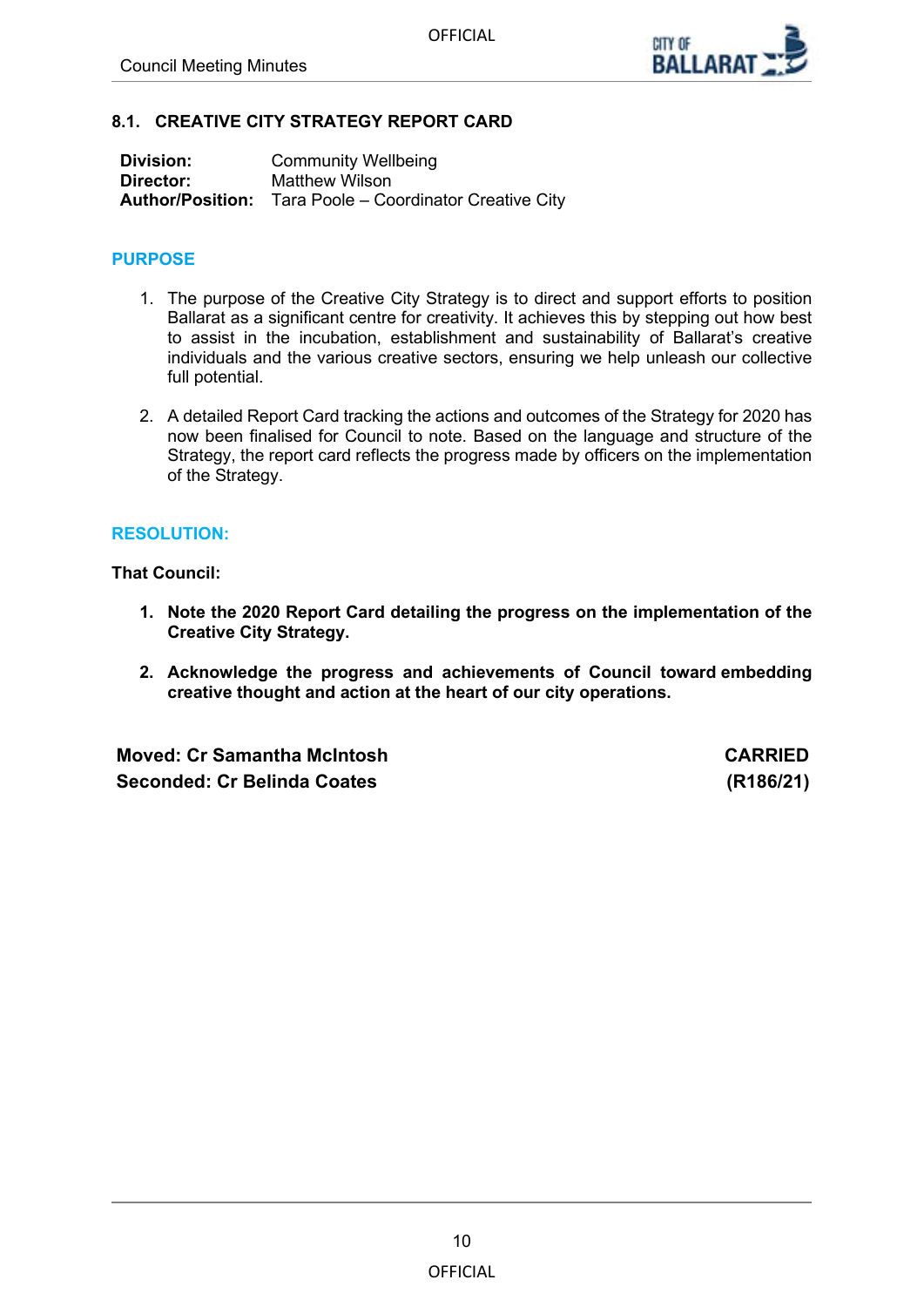## 8.1. CREATIVE CITY STRATEGY REPORT CARD

**Division:** Community Wellbeing
**Director:** Matthew Wilson
**Author/Position:** Tara Poole – Coordinator Creative City

### PURPOSE

1. The purpose of the Creative City Strategy is to direct and support efforts to position Ballarat as a significant centre for creativity. It achieves this by stepping out how best to assist in the incubation, establishment and sustainability of Ballarat's creative individuals and the various creative sectors, ensuring we help unleash our collective full potential.

2. A detailed Report Card tracking the actions and outcomes of the Strategy for 2020 has now been finalised for Council to note. Based on the language and structure of the Strategy, the report card reflects the progress made by officers on the implementation of the Strategy.

### RESOLUTION:

**That Council:**

1. **Note the 2020 Report Card detailing the progress on the implementation of the Creative City Strategy.**

2. **Acknowledge the progress and achievements of Council toward embedding creative thought and action at the heart of our city operations.**

**Moved: Cr Samantha McIntosh** **CARRIED**
**Seconded: Cr Belinda Coates** **(R186/21)**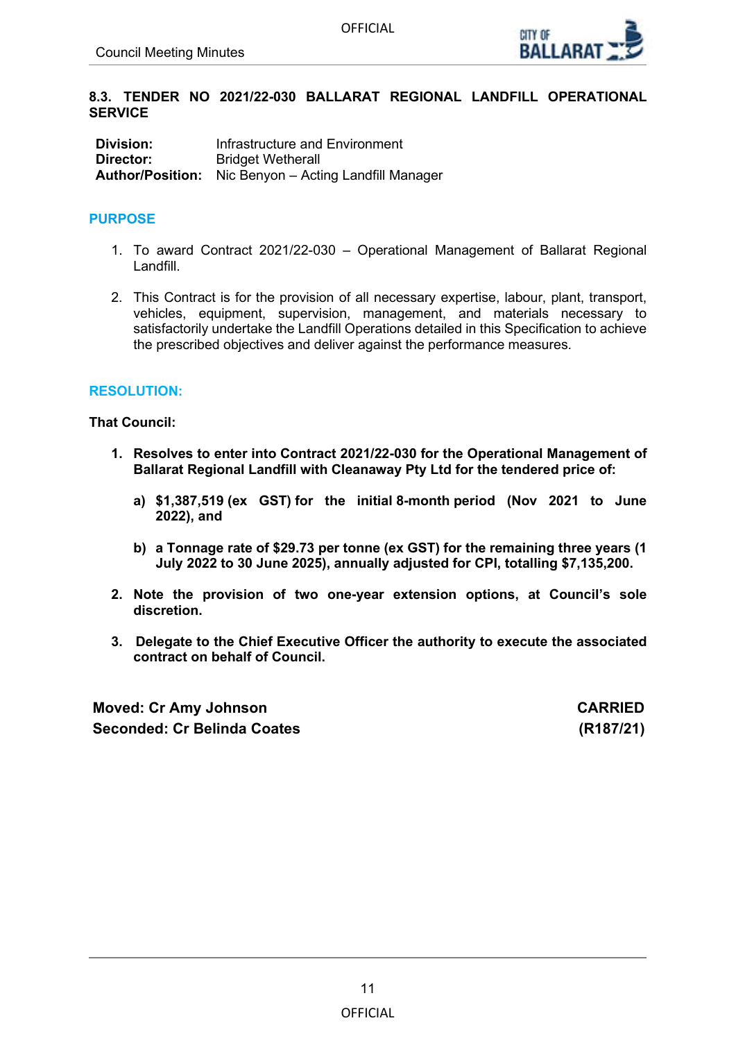## 8.3. TENDER NO 2021/22-030 BALLARAT REGIONAL LANDFILL OPERATIONAL SERVICE

**Division:** Infrastructure and Environment
**Director:** Bridget Wetherall
**Author/Position:** Nic Benyon – Acting Landfill Manager

### PURPOSE

1. To award Contract 2021/22-030 – Operational Management of Ballarat Regional Landfill.
2. This Contract is for the provision of all necessary expertise, labour, plant, transport, vehicles, equipment, supervision, management, and materials necessary to satisfactorily undertake the Landfill Operations detailed in this Specification to achieve the prescribed objectives and deliver against the performance measures.

### RESOLUTION:

**That Council:**

1. **Resolves to enter into Contract 2021/22-030 for the Operational Management of Ballarat Regional Landfill with Cleanaway Pty Ltd for the tendered price of:**
   a) **$1,387,519 (ex GST) for the initial 8-month period (Nov 2021 to June 2022), and**
   b) **a Tonnage rate of $29.73 per tonne (ex GST) for the remaining three years (1 July 2022 to 30 June 2025), annually adjusted for CPI, totalling $7,135,200.**
2. **Note the provision of two one-year extension options, at Council's sole discretion.**
3. **Delegate to the Chief Executive Officer the authority to execute the associated contract on behalf of Council.**

**Moved: Cr Amy Johnson** — **CARRIED**
**Seconded: Cr Belinda Coates** — **(R187/21)**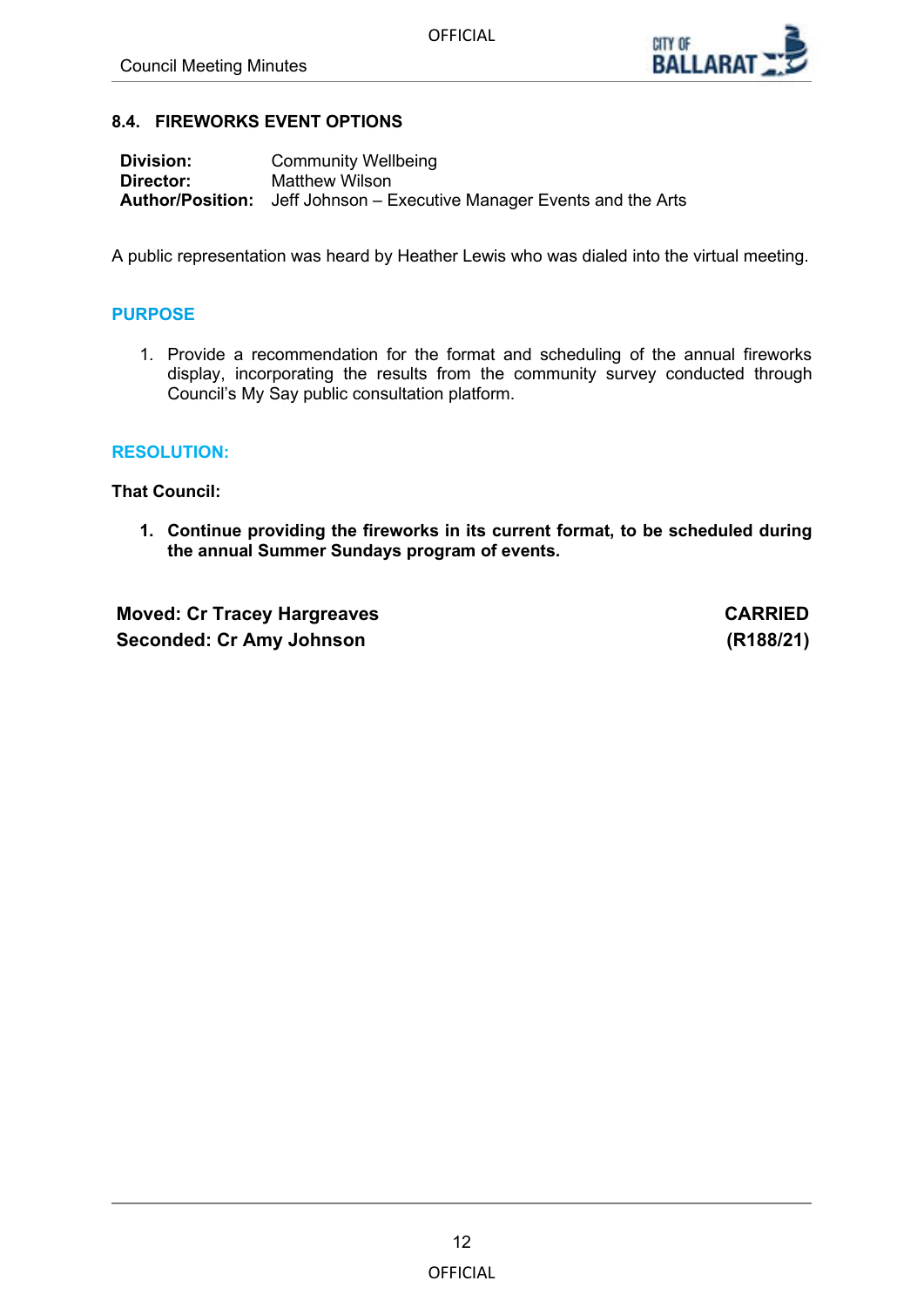## 8.4. FIREWORKS EVENT OPTIONS

**Division:** Community Wellbeing
**Director:** Matthew Wilson
**Author/Position:** Jeff Johnson – Executive Manager Events and the Arts

A public representation was heard by Heather Lewis who was dialed into the virtual meeting.

### PURPOSE

1. Provide a recommendation for the format and scheduling of the annual fireworks display, incorporating the results from the community survey conducted through Council's My Say public consultation platform.

### RESOLUTION:

**That Council:**

1. **Continue providing the fireworks in its current format, to be scheduled during the annual Summer Sundays program of events.**

| | |
|---|---|
| **Moved: Cr Tracey Hargreaves** | **CARRIED** |
| **Seconded: Cr Amy Johnson** | **(R188/21)** |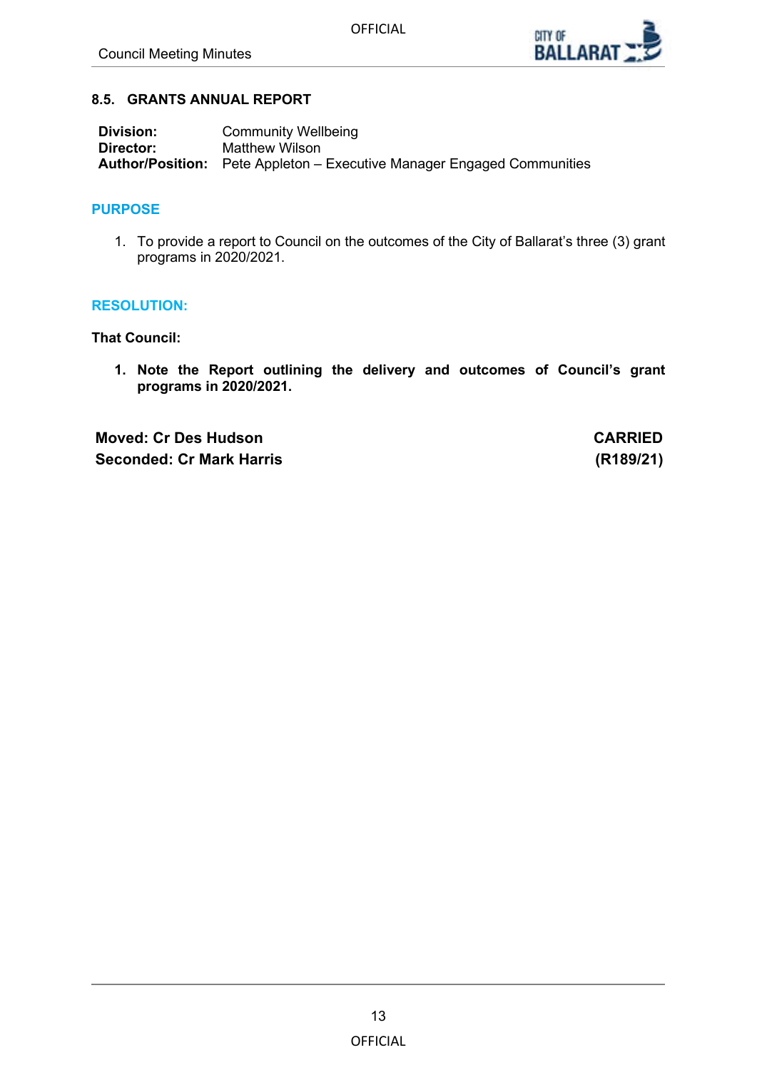## 8.5. GRANTS ANNUAL REPORT

| | |
|---|---|
| **Division:** | Community Wellbeing |
| **Director:** | Matthew Wilson |
| **Author/Position:** | Pete Appleton – Executive Manager Engaged Communities |

### PURPOSE

1. To provide a report to Council on the outcomes of the City of Ballarat's three (3) grant programs in 2020/2021.

### RESOLUTION:

**That Council:**

1. **Note the Report outlining the delivery and outcomes of Council's grant programs in 2020/2021.**

**Moved: Cr Des Hudson** **CARRIED**
**Seconded: Cr Mark Harris** **(R189/21)**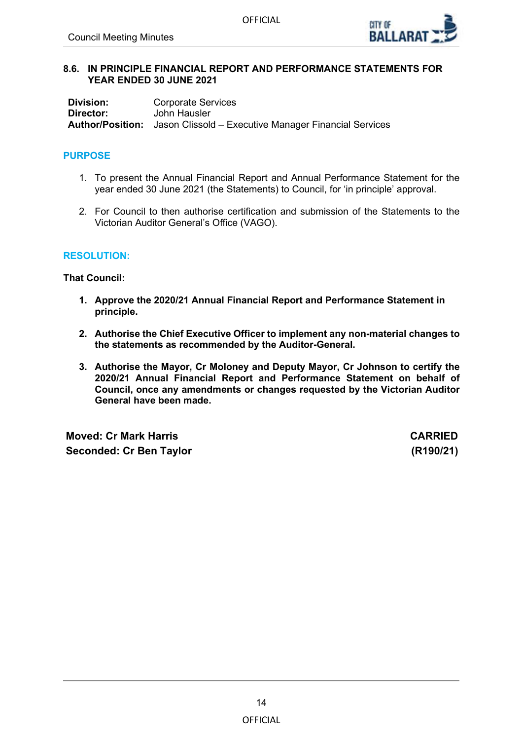## 8.6. IN PRINCIPLE FINANCIAL REPORT AND PERFORMANCE STATEMENTS FOR YEAR ENDED 30 JUNE 2021

**Division:** Corporate Services
**Director:** John Hausler
**Author/Position:** Jason Clissold – Executive Manager Financial Services

### PURPOSE

1. To present the Annual Financial Report and Annual Performance Statement for the year ended 30 June 2021 (the Statements) to Council, for 'in principle' approval.

2. For Council to then authorise certification and submission of the Statements to the Victorian Auditor General's Office (VAGO).

### RESOLUTION:

**That Council:**

1. **Approve the 2020/21 Annual Financial Report and Performance Statement in principle.**

2. **Authorise the Chief Executive Officer to implement any non-material changes to the statements as recommended by the Auditor-General.**

3. **Authorise the Mayor, Cr Moloney and Deputy Mayor, Cr Johnson to certify the 2020/21 Annual Financial Report and Performance Statement on behalf of Council, once any amendments or changes requested by the Victorian Auditor General have been made.**

**Moved: Cr Mark Harris** **CARRIED**
**Seconded: Cr Ben Taylor** **(R190/21)**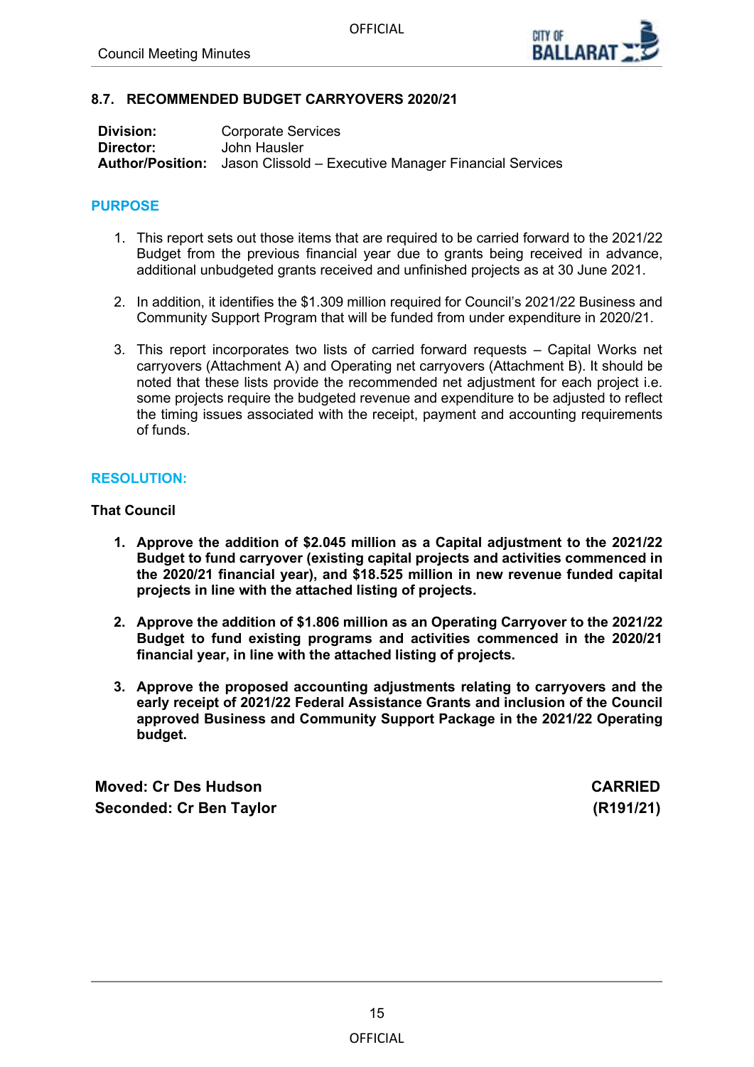## 8.7. RECOMMENDED BUDGET CARRYOVERS 2020/21

| | |
|---|---|
| **Division:** | Corporate Services |
| **Director:** | John Hausler |
| **Author/Position:** | Jason Clissold – Executive Manager Financial Services |

### PURPOSE

1. This report sets out those items that are required to be carried forward to the 2021/22 Budget from the previous financial year due to grants being received in advance, additional unbudgeted grants received and unfinished projects as at 30 June 2021.

2. In addition, it identifies the $1.309 million required for Council's 2021/22 Business and Community Support Program that will be funded from under expenditure in 2020/21.

3. This report incorporates two lists of carried forward requests – Capital Works net carryovers (Attachment A) and Operating net carryovers (Attachment B). It should be noted that these lists provide the recommended net adjustment for each project i.e. some projects require the budgeted revenue and expenditure to be adjusted to reflect the timing issues associated with the receipt, payment and accounting requirements of funds.

### RESOLUTION:

**That Council**

1. **Approve the addition of $2.045 million as a Capital adjustment to the 2021/22 Budget to fund carryover (existing capital projects and activities commenced in the 2020/21 financial year), and $18.525 million in new revenue funded capital projects in line with the attached listing of projects.**

2. **Approve the addition of $1.806 million as an Operating Carryover to the 2021/22 Budget to fund existing programs and activities commenced in the 2020/21 financial year, in line with the attached listing of projects.**

3. **Approve the proposed accounting adjustments relating to carryovers and the early receipt of 2021/22 Federal Assistance Grants and inclusion of the Council approved Business and Community Support Package in the 2021/22 Operating budget.**

**Moved: Cr Des Hudson** **CARRIED**
**Seconded: Cr Ben Taylor** **(R191/21)**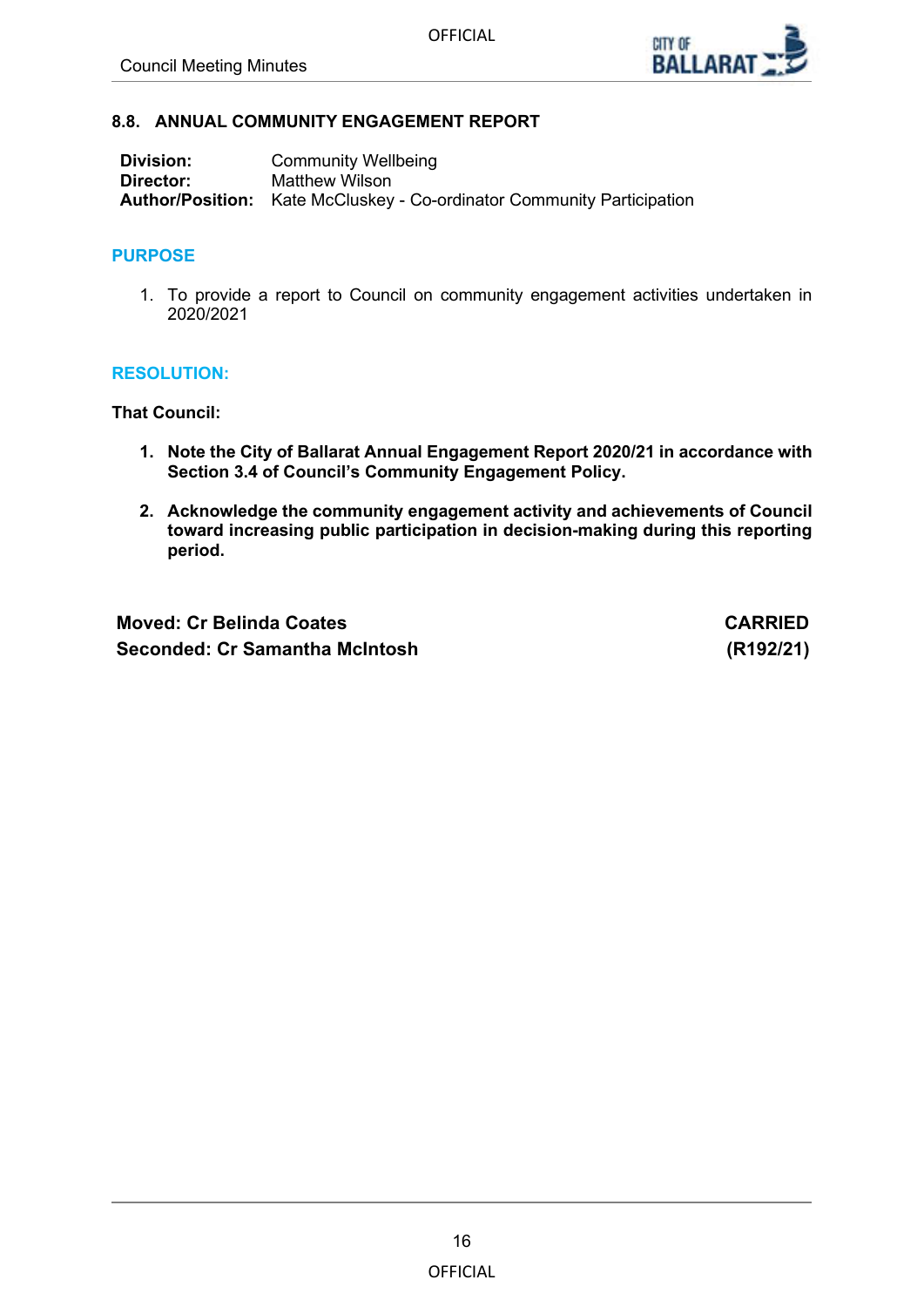## 8.8. ANNUAL COMMUNITY ENGAGEMENT REPORT

| | |
|---|---|
| **Division:** | Community Wellbeing |
| **Director:** | Matthew Wilson |
| **Author/Position:** | Kate McCluskey - Co-ordinator Community Participation |

### PURPOSE

1. To provide a report to Council on community engagement activities undertaken in 2020/2021

### RESOLUTION:

**That Council:**

1. **Note the City of Ballarat Annual Engagement Report 2020/21 in accordance with Section 3.4 of Council's Community Engagement Policy.**

2. **Acknowledge the community engagement activity and achievements of Council toward increasing public participation in decision-making during this reporting period.**

**Moved: Cr Belinda Coates** **CARRIED**
**Seconded: Cr Samantha McIntosh** **(R192/21)**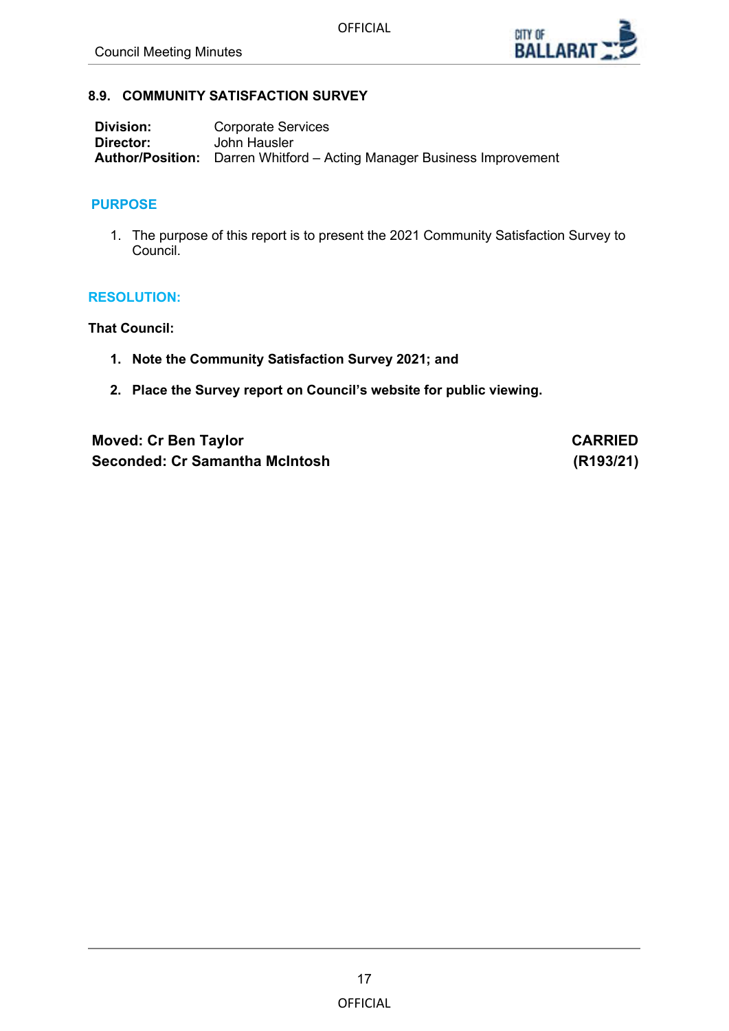## 8.9. COMMUNITY SATISFACTION SURVEY

**Division:** Corporate Services
**Director:** John Hausler
**Author/Position:** Darren Whitford – Acting Manager Business Improvement

### PURPOSE

1. The purpose of this report is to present the 2021 Community Satisfaction Survey to Council.

### RESOLUTION:

**That Council:**

1. **Note the Community Satisfaction Survey 2021; and**

2. **Place the Survey report on Council's website for public viewing.**

**Moved: Cr Ben Taylor** **CARRIED**
**Seconded: Cr Samantha McIntosh** **(R193/21)**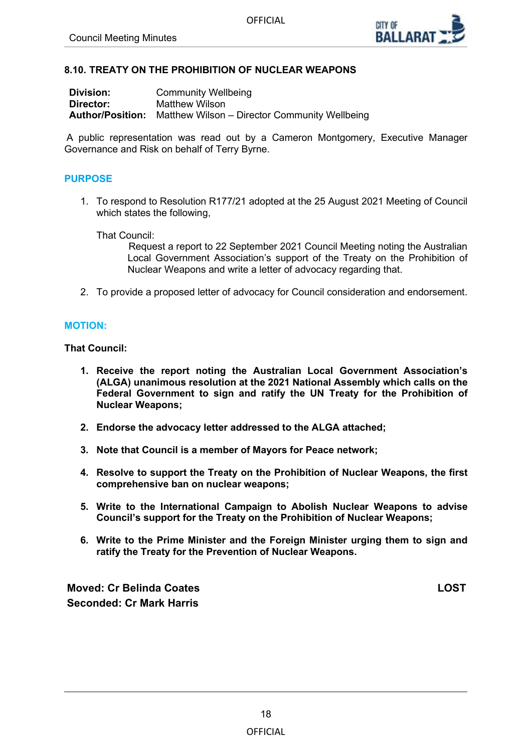## 8.10. TREATY ON THE PROHIBITION OF NUCLEAR WEAPONS

| | |
|---|---|
| **Division:** | Community Wellbeing |
| **Director:** | Matthew Wilson |
| **Author/Position:** | Matthew Wilson – Director Community Wellbeing |

A public representation was read out by a Cameron Montgomery, Executive Manager Governance and Risk on behalf of Terry Byrne.

### PURPOSE

1. To respond to Resolution R177/21 adopted at the 25 August 2021 Meeting of Council which states the following,

   That Council:

   Request a report to 22 September 2021 Council Meeting noting the Australian Local Government Association's support of the Treaty on the Prohibition of Nuclear Weapons and write a letter of advocacy regarding that.

2. To provide a proposed letter of advocacy for Council consideration and endorsement.

### MOTION:

**That Council:**

1. **Receive the report noting the Australian Local Government Association's (ALGA) unanimous resolution at the 2021 National Assembly which calls on the Federal Government to sign and ratify the UN Treaty for the Prohibition of Nuclear Weapons;**
2. **Endorse the advocacy letter addressed to the ALGA attached;**
3. **Note that Council is a member of Mayors for Peace network;**
4. **Resolve to support the Treaty on the Prohibition of Nuclear Weapons, the first comprehensive ban on nuclear weapons;**
5. **Write to the International Campaign to Abolish Nuclear Weapons to advise Council's support for the Treaty on the Prohibition of Nuclear Weapons;**
6. **Write to the Prime Minister and the Foreign Minister urging them to sign and ratify the Treaty for the Prevention of Nuclear Weapons.**

**Moved: Cr Belinda Coates** **LOST**
**Seconded: Cr Mark Harris**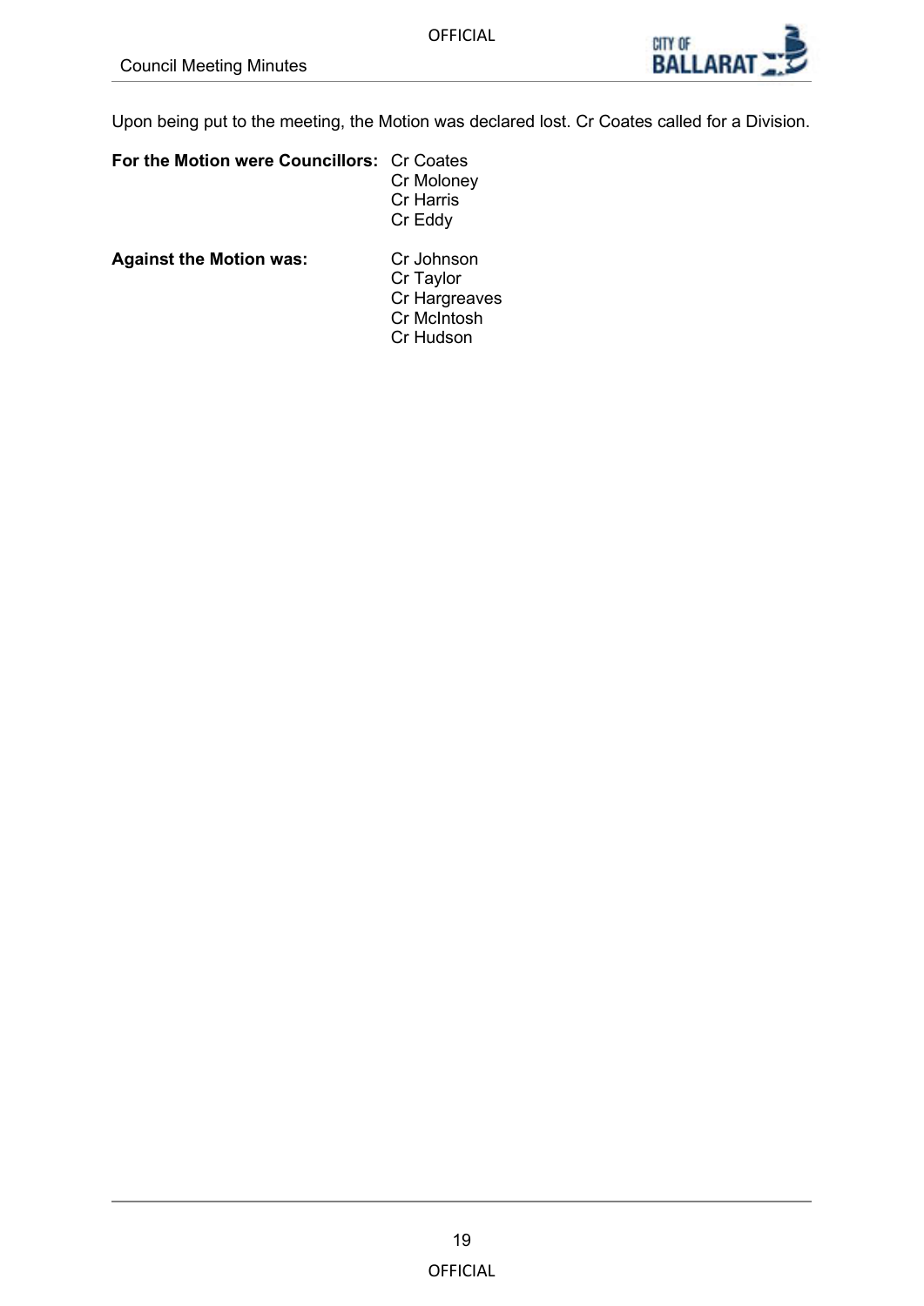Upon being put to the meeting, the Motion was declared lost. Cr Coates called for a Division.

**For the Motion were Councillors:** Cr Coates
Cr Moloney
Cr Harris
Cr Eddy

**Against the Motion was:** Cr Johnson
Cr Taylor
Cr Hargreaves
Cr McIntosh
Cr Hudson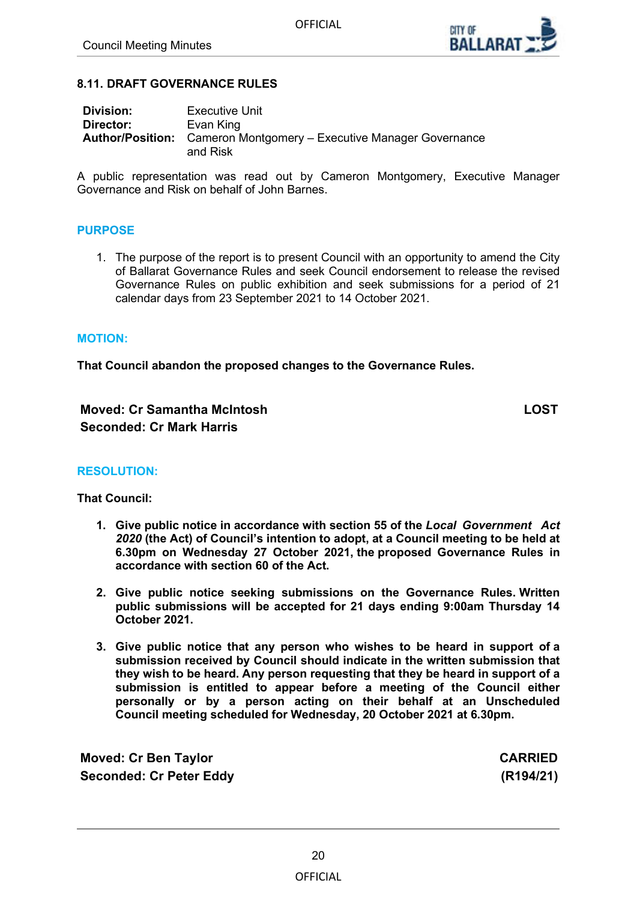### 8.11. DRAFT GOVERNANCE RULES

| | |
|---|---|
| **Division:** | Executive Unit |
| **Director:** | Evan King |
| **Author/Position:** | Cameron Montgomery – Executive Manager Governance and Risk |

A public representation was read out by Cameron Montgomery, Executive Manager Governance and Risk on behalf of John Barnes.

## PURPOSE

1. The purpose of the report is to present Council with an opportunity to amend the City of Ballarat Governance Rules and seek Council endorsement to release the revised Governance Rules on public exhibition and seek submissions for a period of 21 calendar days from 23 September 2021 to 14 October 2021.

## MOTION:

**That Council abandon the proposed changes to the Governance Rules.**

**Moved: Cr Samantha McIntosh** — **LOST**
**Seconded: Cr Mark Harris**

## RESOLUTION:

**That Council:**

1. **Give public notice in accordance with section 55 of the *Local Government Act 2020* (the Act) of Council's intention to adopt, at a Council meeting to be held at 6.30pm on Wednesday 27 October 2021, the proposed Governance Rules in accordance with section 60 of the Act.**

2. **Give public notice seeking submissions on the Governance Rules. Written public submissions will be accepted for 21 days ending 9:00am Thursday 14 October 2021.**

3. **Give public notice that any person who wishes to be heard in support of a submission received by Council should indicate in the written submission that they wish to be heard. Any person requesting that they be heard in support of a submission is entitled to appear before a meeting of the Council either personally or by a person acting on their behalf at an Unscheduled Council meeting scheduled for Wednesday, 20 October 2021 at 6.30pm.**

**Moved: Cr Ben Taylor** — **CARRIED**
**Seconded: Cr Peter Eddy** — **(R194/21)**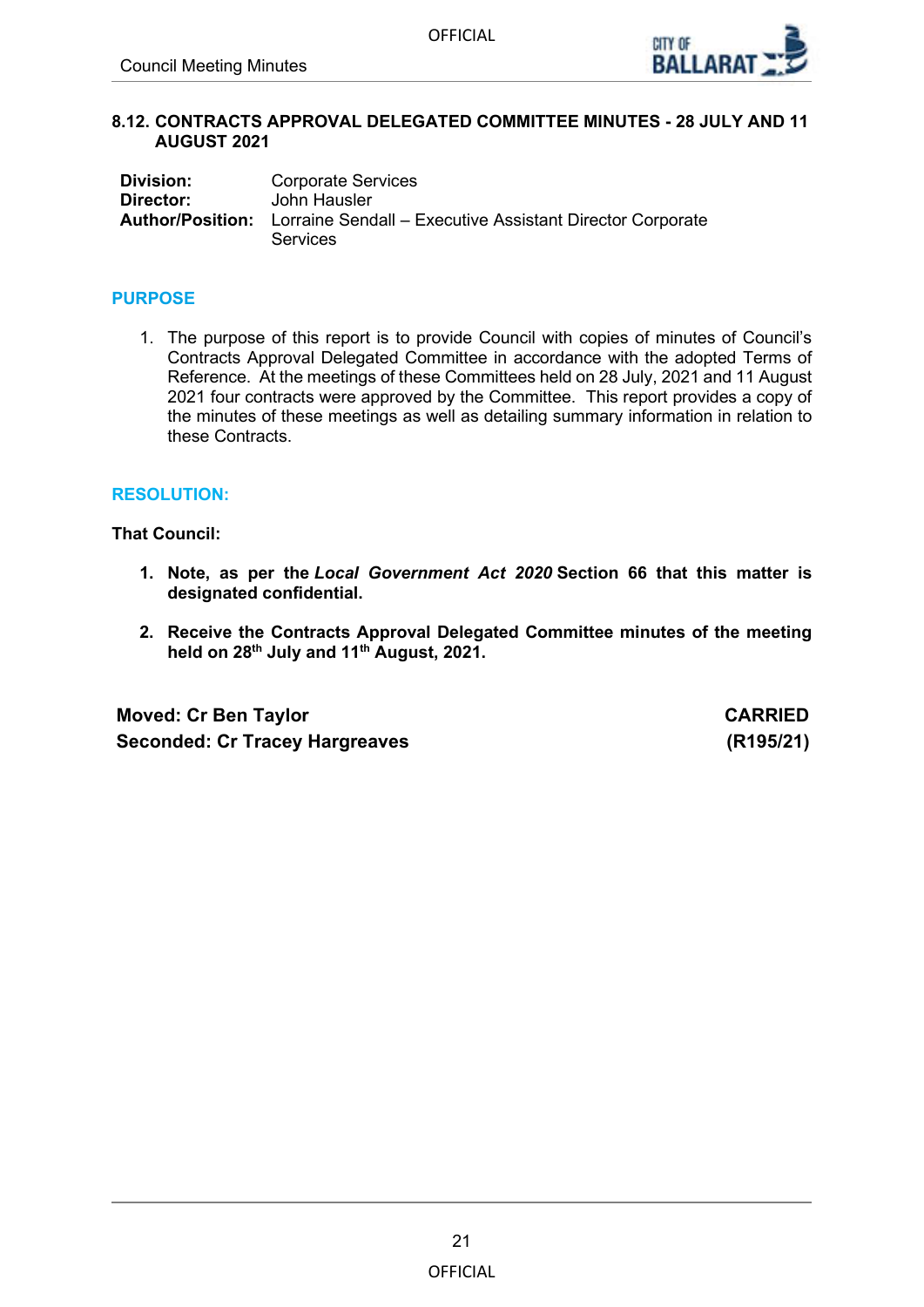## 8.12. CONTRACTS APPROVAL DELEGATED COMMITTEE MINUTES - 28 JULY AND 11 AUGUST 2021

| | |
|---|---|
| **Division:** | Corporate Services |
| **Director:** | John Hausler |
| **Author/Position:** | Lorraine Sendall – Executive Assistant Director Corporate Services |

### PURPOSE

1. The purpose of this report is to provide Council with copies of minutes of Council's Contracts Approval Delegated Committee in accordance with the adopted Terms of Reference. At the meetings of these Committees held on 28 July, 2021 and 11 August 2021 four contracts were approved by the Committee. This report provides a copy of the minutes of these meetings as well as detailing summary information in relation to these Contracts.

### RESOLUTION:

**That Council:**

1. **Note, as per the *Local Government Act 2020* Section 66 that this matter is designated confidential.**
2. **Receive the Contracts Approval Delegated Committee minutes of the meeting held on 28th July and 11th August, 2021.**

**Moved: Cr Ben Taylor** — **CARRIED**
**Seconded: Cr Tracey Hargreaves** — **(R195/21)**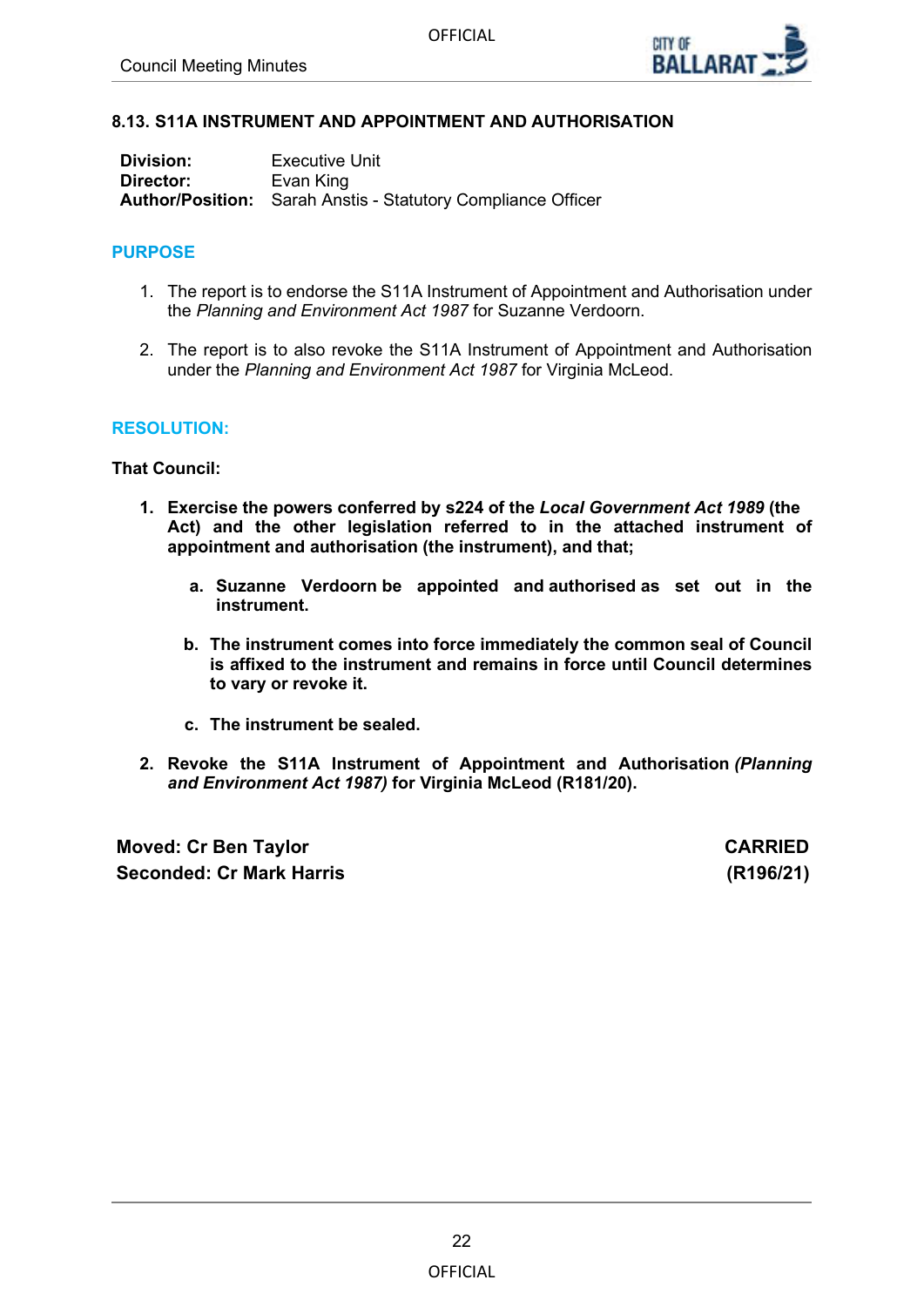## 8.13. S11A INSTRUMENT AND APPOINTMENT AND AUTHORISATION

**Division:** Executive Unit
**Director:** Evan King
**Author/Position:** Sarah Anstis - Statutory Compliance Officer

### PURPOSE

1. The report is to endorse the S11A Instrument of Appointment and Authorisation under the *Planning and Environment Act 1987* for Suzanne Verdoorn.

2. The report is to also revoke the S11A Instrument of Appointment and Authorisation under the *Planning and Environment Act 1987* for Virginia McLeod.

### RESOLUTION:

**That Council:**

1. **Exercise the powers conferred by s224 of the *Local Government Act 1989* (the Act) and the other legislation referred to in the attached instrument of appointment and authorisation (the instrument), and that;**

   a. **Suzanne Verdoorn be appointed and authorised as set out in the instrument.**

   b. **The instrument comes into force immediately the common seal of Council is affixed to the instrument and remains in force until Council determines to vary or revoke it.**

   c. **The instrument be sealed.**

2. **Revoke the S11A Instrument of Appointment and Authorisation *(Planning and Environment Act 1987)* for Virginia McLeod (R181/20).**

**Moved: Cr Ben Taylor** — **CARRIED**
**Seconded: Cr Mark Harris** — **(R196/21)**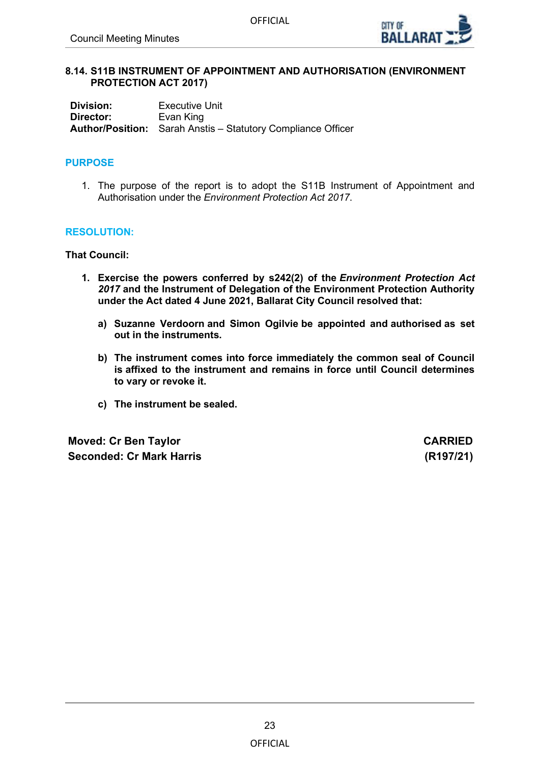## 8.14. S11B INSTRUMENT OF APPOINTMENT AND AUTHORISATION (ENVIRONMENT PROTECTION ACT 2017)

**Division:** Executive Unit
**Director:** Evan King
**Author/Position:** Sarah Anstis – Statutory Compliance Officer

### PURPOSE

1. The purpose of the report is to adopt the S11B Instrument of Appointment and Authorisation under the *Environment Protection Act 2017*.

### RESOLUTION:

**That Council:**

1. **Exercise the powers conferred by s242(2) of the *Environment Protection Act 2017* and the Instrument of Delegation of the Environment Protection Authority under the Act dated 4 June 2021, Ballarat City Council resolved that:**

   a) **Suzanne Verdoorn and Simon Ogilvie be appointed and authorised as set out in the instruments.**

   b) **The instrument comes into force immediately the common seal of Council is affixed to the instrument and remains in force until Council determines to vary or revoke it.**

   c) **The instrument be sealed.**

**Moved: Cr Ben Taylor**
**Seconded: Cr Mark Harris**

**CARRIED**
**(R197/21)**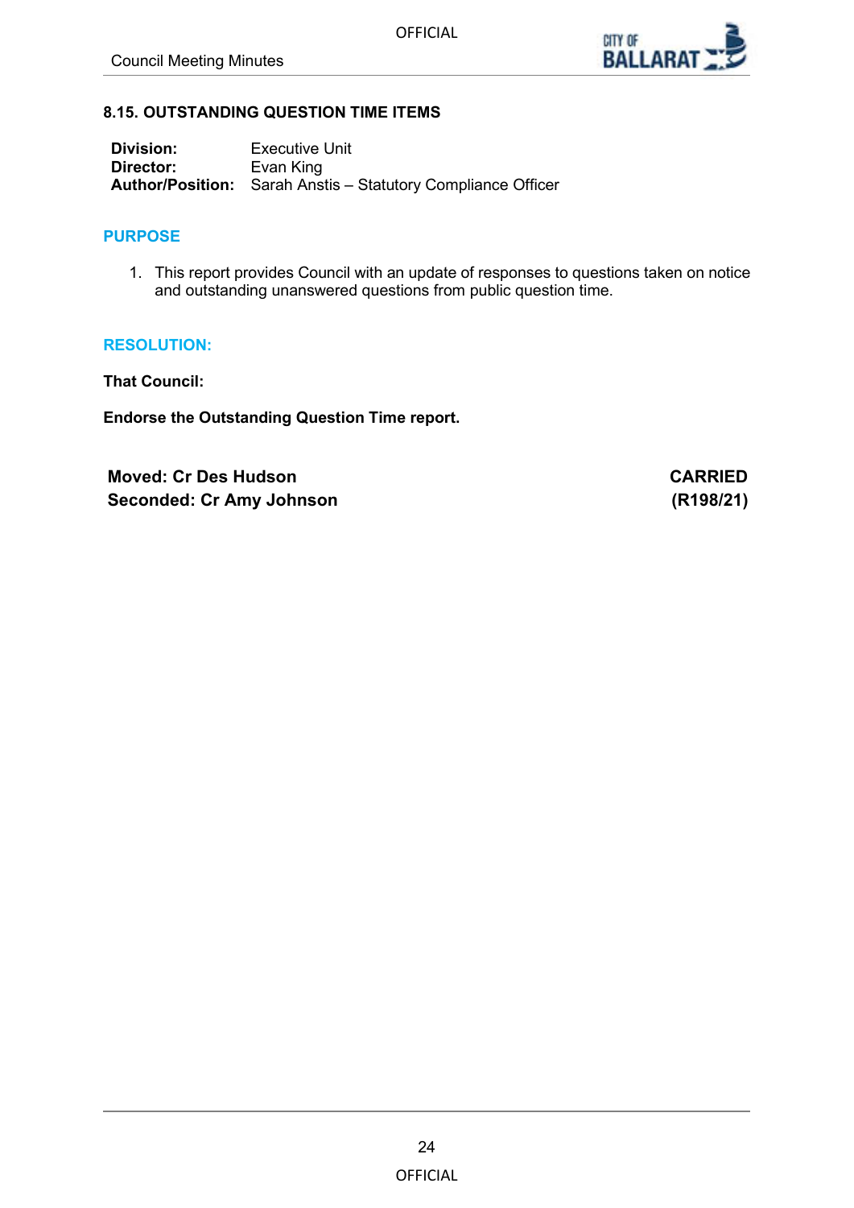### 8.15. OUTSTANDING QUESTION TIME ITEMS

| | |
|---|---|
| **Division:** | Executive Unit |
| **Director:** | Evan King |
| **Author/Position:** | Sarah Anstis – Statutory Compliance Officer |

## PURPOSE

1. This report provides Council with an update of responses to questions taken on notice and outstanding unanswered questions from public question time.

## RESOLUTION:

**That Council:**

**Endorse the Outstanding Question Time report.**

| | |
|---|---|
| **Moved: Cr Des Hudson** | **CARRIED** |
| **Seconded: Cr Amy Johnson** | **(R198/21)** |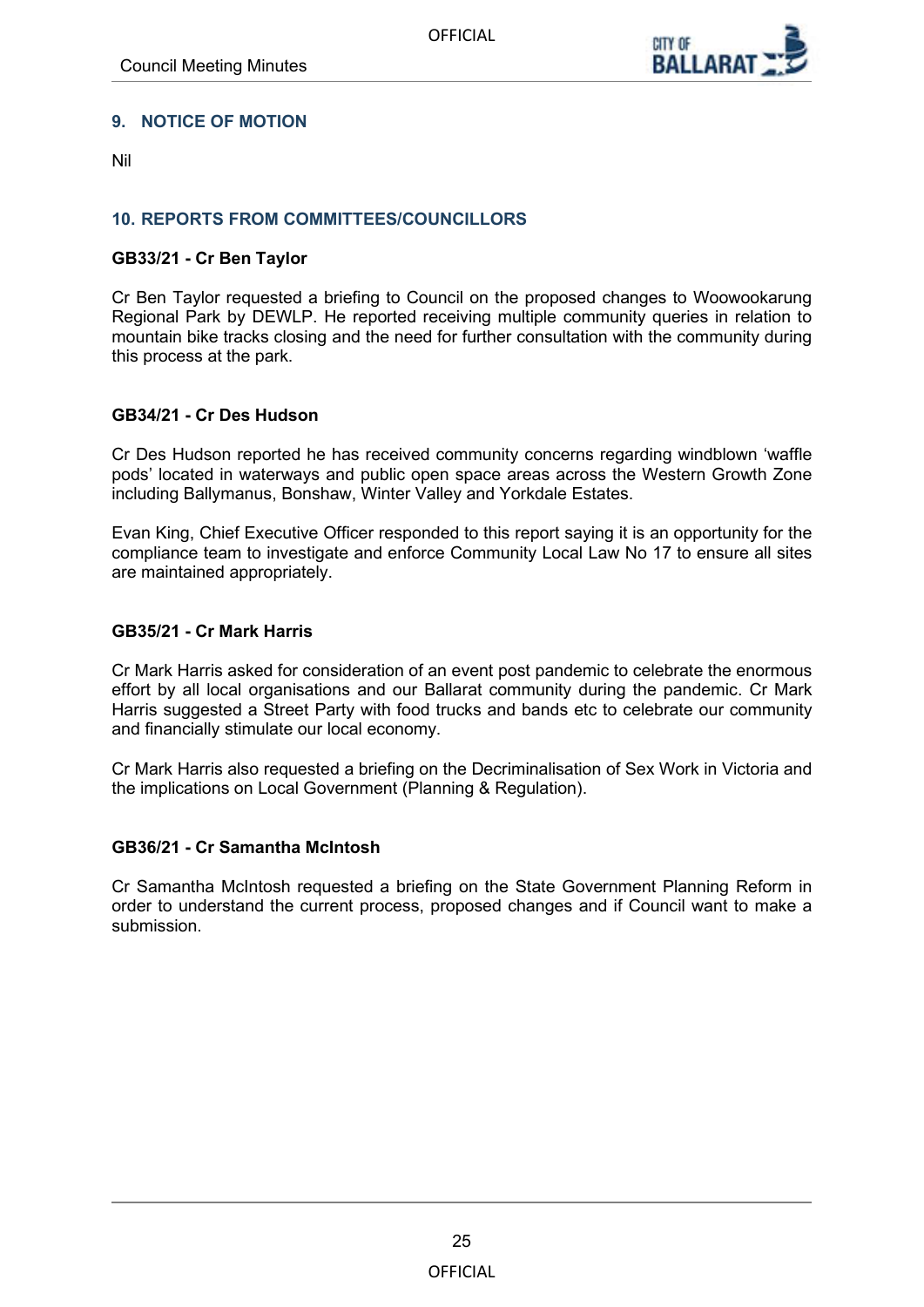## 9. NOTICE OF MOTION

Nil

## 10. REPORTS FROM COMMITTEES/COUNCILLORS

### GB33/21 - Cr Ben Taylor

Cr Ben Taylor requested a briefing to Council on the proposed changes to Woowookarung Regional Park by DEWLP. He reported receiving multiple community queries in relation to mountain bike tracks closing and the need for further consultation with the community during this process at the park.

### GB34/21 - Cr Des Hudson

Cr Des Hudson reported he has received community concerns regarding windblown 'waffle pods' located in waterways and public open space areas across the Western Growth Zone including Ballymanus, Bonshaw, Winter Valley and Yorkdale Estates.

Evan King, Chief Executive Officer responded to this report saying it is an opportunity for the compliance team to investigate and enforce Community Local Law No 17 to ensure all sites are maintained appropriately.

### GB35/21 - Cr Mark Harris

Cr Mark Harris asked for consideration of an event post pandemic to celebrate the enormous effort by all local organisations and our Ballarat community during the pandemic. Cr Mark Harris suggested a Street Party with food trucks and bands etc to celebrate our community and financially stimulate our local economy.

Cr Mark Harris also requested a briefing on the Decriminalisation of Sex Work in Victoria and the implications on Local Government (Planning & Regulation).

### GB36/21 - Cr Samantha McIntosh

Cr Samantha McIntosh requested a briefing on the State Government Planning Reform in order to understand the current process, proposed changes and if Council want to make a submission.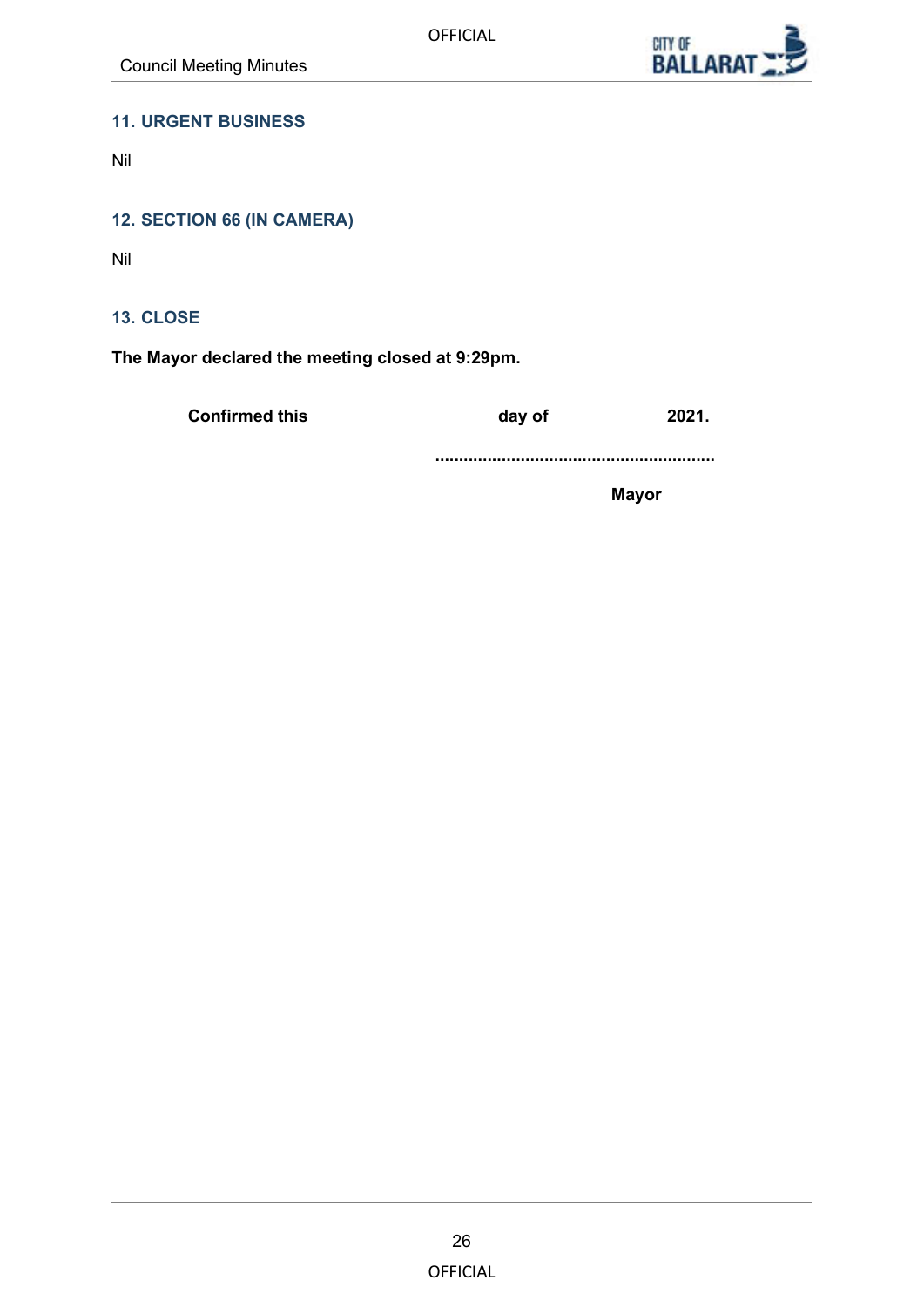## 11. URGENT BUSINESS

Nil

## 12. SECTION 66 (IN CAMERA)

Nil

## 13. CLOSE

**The Mayor declared the meeting closed at 9:29pm.**

**Confirmed this day of 2021.**

**..........................................................**

**Mayor**